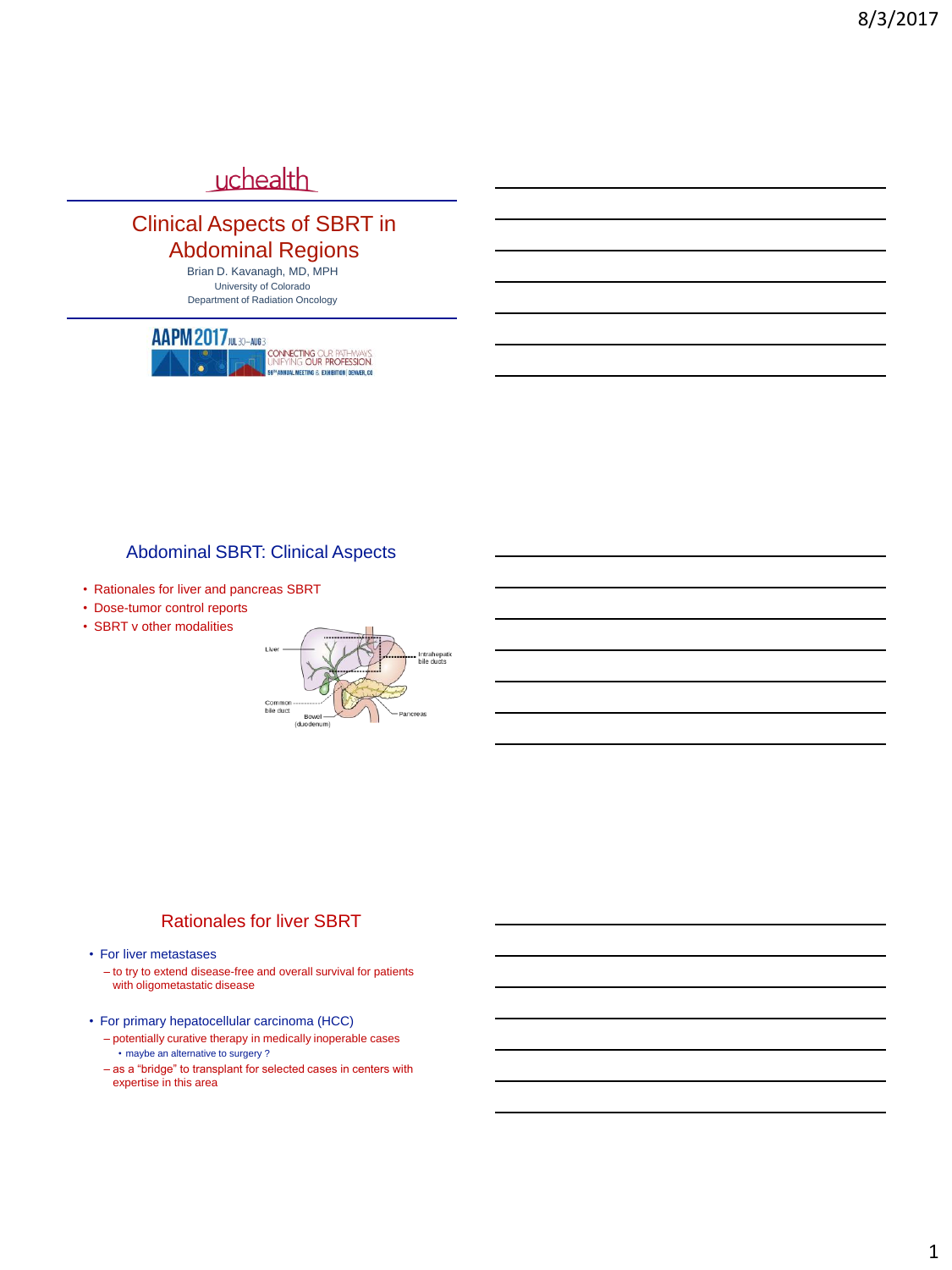uchealth

# Clinical Aspects of SBRT in Abdominal Regions

Brian D. Kavanagh, MD, MPH
University of Colorado
Department of Radiation Oncology

AAPM 2017 JUL 30–AUG 3
CONNECTING OUR PATHWAYS UNIFYING OUR PROFESSION
59th ANNUAL MEETING & EXHIBITION | DENVER, CO

## Abdominal SBRT: Clinical Aspects

- Rationales for liver and pancreas SBRT
- Dose-tumor control reports
- SBRT v other modalities

Liver
Intrahepatic bile ducts
Common bile duct
Bowel (duodenum)
Pancreas

## Rationales for liver SBRT

- For liver metastases
  - to try to extend disease-free and overall survival for patients with oligometastatic disease
- For primary hepatocellular carcinoma (HCC)
  - potentially curative therapy in medically inoperable cases
    - maybe an alternative to surgery ?
  - as a "bridge" to transplant for selected cases in centers with expertise in this area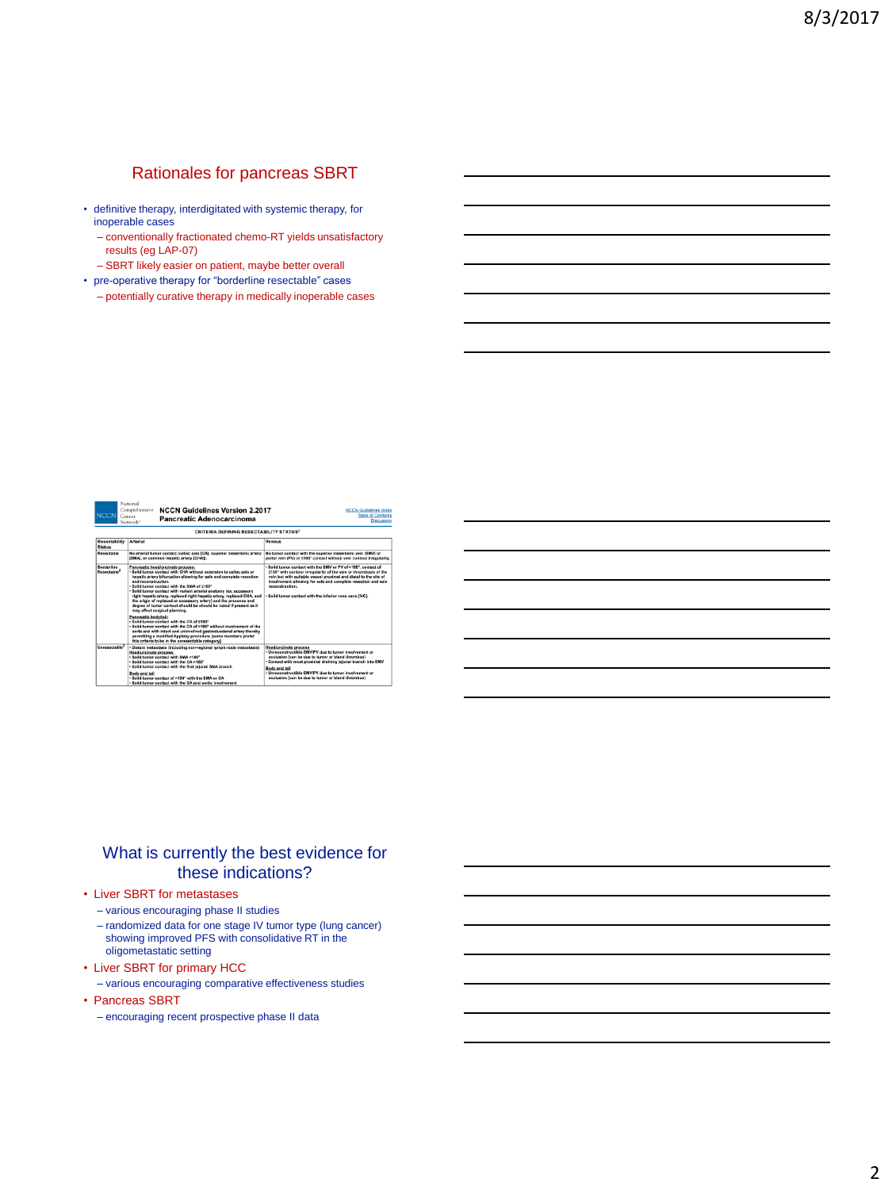## Rationales for pancreas SBRT

- definitive therapy, interdigitated with systemic therapy, for inoperable cases
  - conventionally fractionated chemo-RT yields unsatisfactory results (eg LAP-07)
  - SBRT likely easier on patient, maybe better overall
- pre-operative therapy for "borderline resectable" cases
  - potentially curative therapy in medically inoperable cases

**NCCN Guidelines Version 2.2017 Pancreatic Adenocarcinoma**

CRITERIA DEFINING RESECTABILITY STATUS

| Resectability Status | Arterial | Venous |
|---|---|---|
| Resectable | No arterial tumor contact (celiac axis [CA], superior mesenteric artery [SMA], or common hepatic artery [CHA]). | No tumor contact with the superior mesenteric vein (SMV) or portal vein (PV) or ≤180° contact without vein contour irregularity. |
| Borderline Resectable | Pancreatic head/uncinate process: • Solid tumor contact with CHA without extension to celiac axis or hepatic artery bifurcation allowing for safe and complete resection and reconstruction. • Solid tumor contact with the SMA of ≤180° • Solid tumor contact with variant arterial anatomy (ex: accessory right hepatic artery, replaced right hepatic artery, replaced CHA, and the origin of replaced or accessory artery) and the presence and degree of tumor contact should be noted if present as it may affect surgical planning. Pancreatic body/tail: • Solid tumor contact with the CA of ≤180° • Solid tumor contact with the CA of >180° without involvement of the aorta and with intact and uninvolved gastroduodenal artery thereby permitting a modified Appleby procedure [some members prefer this criteria to be in the unresectable category]. | • Solid tumor contact with the SMV or PV of >180°, contact of ≤180° with contour irregularity of the vein or thrombosis of the vein but with suitable vessel proximal and distal to the site of involvement allowing for safe and complete resection and vein reconstruction. • Solid tumor contact with the inferior vena cava (IVC). |
| Unresectable | • Distant metastasis (including non-regional lymph node metastasis) Head/uncinate process: • Solid tumor contact with SMA >180° • Solid tumor contact with the CA >180° • Solid tumor contact with the first jejunal SMA branch Body and tail: • Solid tumor contact of >180° with the SMA or CA • Solid tumor contact with the CA and aortic involvement | Head/uncinate process: • Unreconstructible SMV/PV due to tumor involvement or occlusion (can be due to tumor or bland thrombus) • Contact with most proximal draining jejunal branch into SMV Body and tail: • Unreconstructible SMV/PV due to tumor involvement or occlusion (can be due to tumor or bland thrombus) |

## What is currently the best evidence for these indications?

- Liver SBRT for metastases
  - various encouraging phase II studies
  - randomized data for one stage IV tumor type (lung cancer) showing improved PFS with consolidative RT in the oligometastatic setting
- Liver SBRT for primary HCC
  - various encouraging comparative effectiveness studies
- Pancreas SBRT
  - encouraging recent prospective phase II data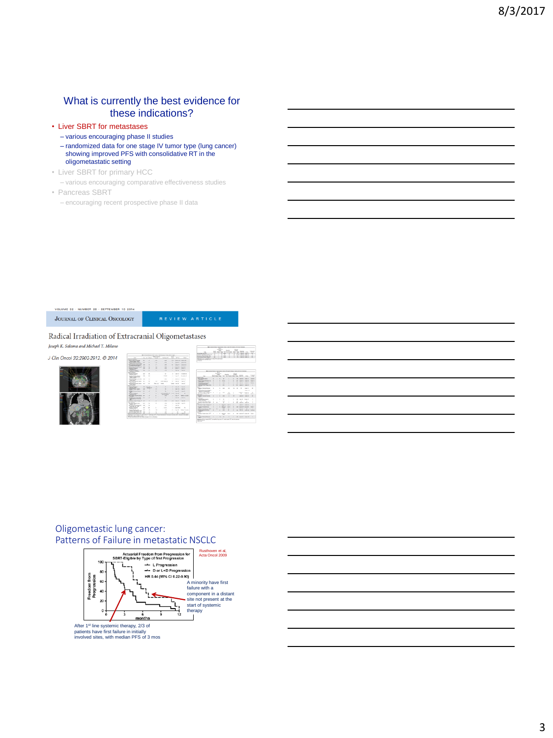## What is currently the best evidence for these indications?

- Liver SBRT for metastases
  - various encouraging phase II studies
  - randomized data for one stage IV tumor type (lung cancer) showing improved PFS with consolidative RT in the oligometastatic setting
- Liver SBRT for primary HCC
  - various encouraging comparative effectiveness studies
- Pancreas SBRT
  - encouraging recent prospective phase II data

JOURNAL OF CLINICAL ONCOLOGY — REVIEW ARTICLE

VOLUME 32 · NUMBER 26 · SEPTEMBER 10 2014

Radical Irradiation of Extracranial Oligometastases

*Joseph K. Salama and Michael T. Milano*

*J Clin Oncol 32:2902-2912. © 2014*

## Oligometastatic lung cancer: Patterns of Failure in metastatic NSCLC

Rusthoven et al, Acta Oncol 2009

Actuarial Freedom from Progression for SBRT-Eligible by Type of first Progression

- L Progression
- D or L+D Progression

HR 0.44 (95% CI 0.22-0.90)

A minority have first failure with a component in a distant site not present at the start of systemic therapy

After 1st line systemic therapy, 2/3 of patients have first failure in initially involved sites, with median PFS of 3 mos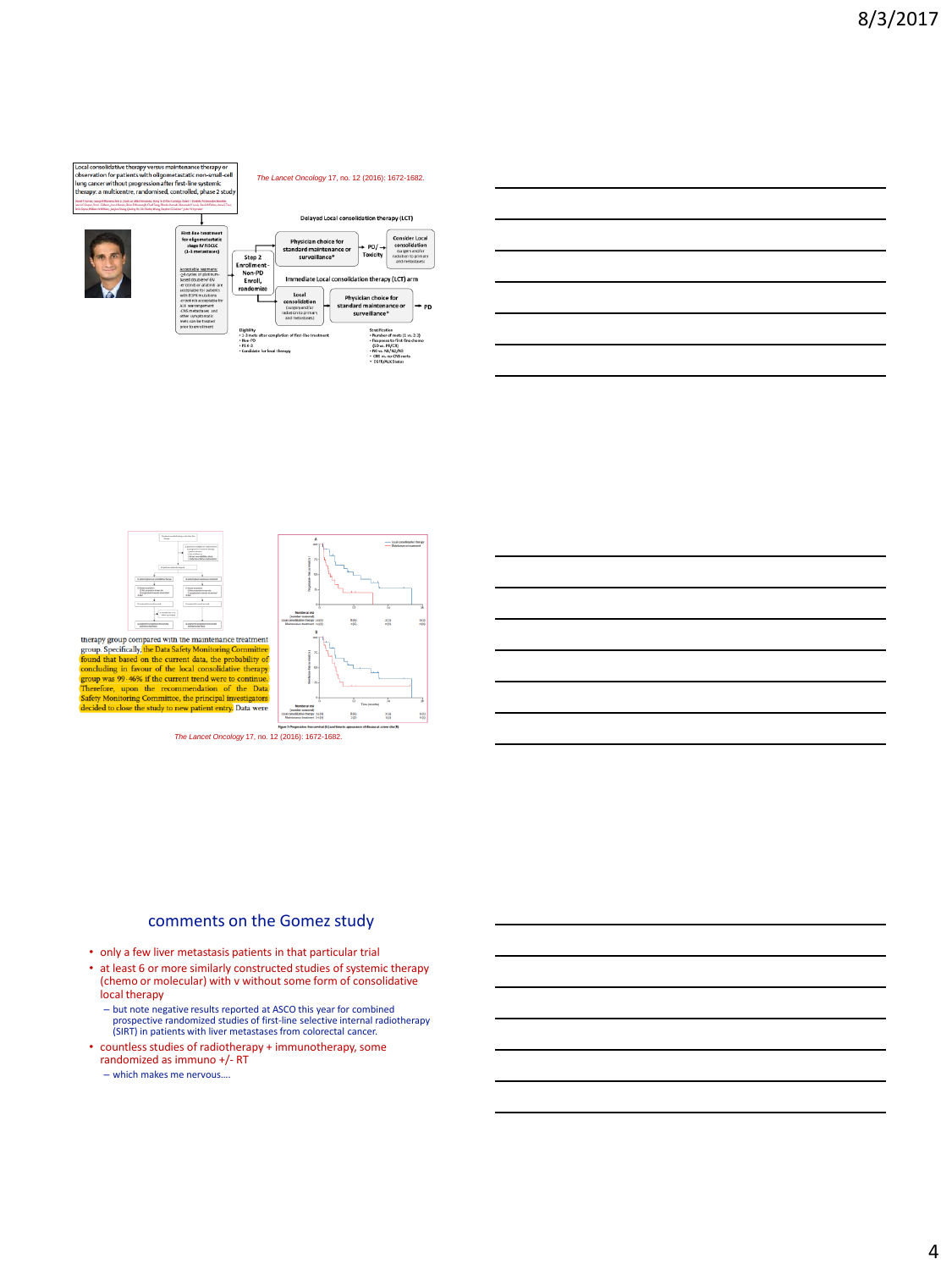Local consolidative therapy versus maintenance therapy or observation for patients with oligometastatic non-small-cell lung cancer without progression after first-line systemic therapy: a multicentre, randomised, controlled, phase 2 study

*The Lancet Oncology* 17, no. 12 (2016): 1672-1682.

Delayed Local consolidation therapy (LCT)

First-line treatment for oligometastatic stage IV NSCLC (1-3 metastases)

Step 2 Enrollment - Non-PD Enroll, randomize

Physician choice for standard maintenance or surveillance*

PD/Toxicity

Consider Local consolidation (surgery and/or radiation to primary and metastases)

Immediate Local consolidation therapy (LCT) arm

Local consolidation (surgery and/or radiation to primary and metastases)

Physician choice for standard maintenance or surveillance*

PD

Eligibility
- 1-3 mets after completion of first-line treatment
- Non-PD
- PS 0-2
- Candidate for local therapy

Stratification
- Number of mets (1 vs. 2-3)
- Response to first-line chemo (SD vs. PR/CR)
- PD vs. NE/SD/PD
- CNS vs. no CNS mets
- EGFR/ALK Status

therapy group compared with the maintenance treatment group. Specifically, the Data Safety Monitoring Committee found that based on the current data, the probability of concluding in favour of the local consolidative therapy group was 99·46% if the current trend were to continue. Therefore, upon the recommendation of the Data Safety Monitoring Committee, the principal investigators decided to close the study to new patient entry. Data were

*The Lancet Oncology* 17, no. 12 (2016): 1672-1682.

## comments on the Gomez study

- only a few liver metastasis patients in that particular trial
- at least 6 or more similarly constructed studies of systemic therapy (chemo or molecular) with v without some form of consolidative local therapy
  - but note negative results reported at ASCO this year for combined prospective randomized studies of first-line selective internal radiotherapy (SIRT) in patients with liver metastases from colorectal cancer.
- countless studies of radiotherapy + immunotherapy, some randomized as immuno +/- RT
  - which makes me nervous….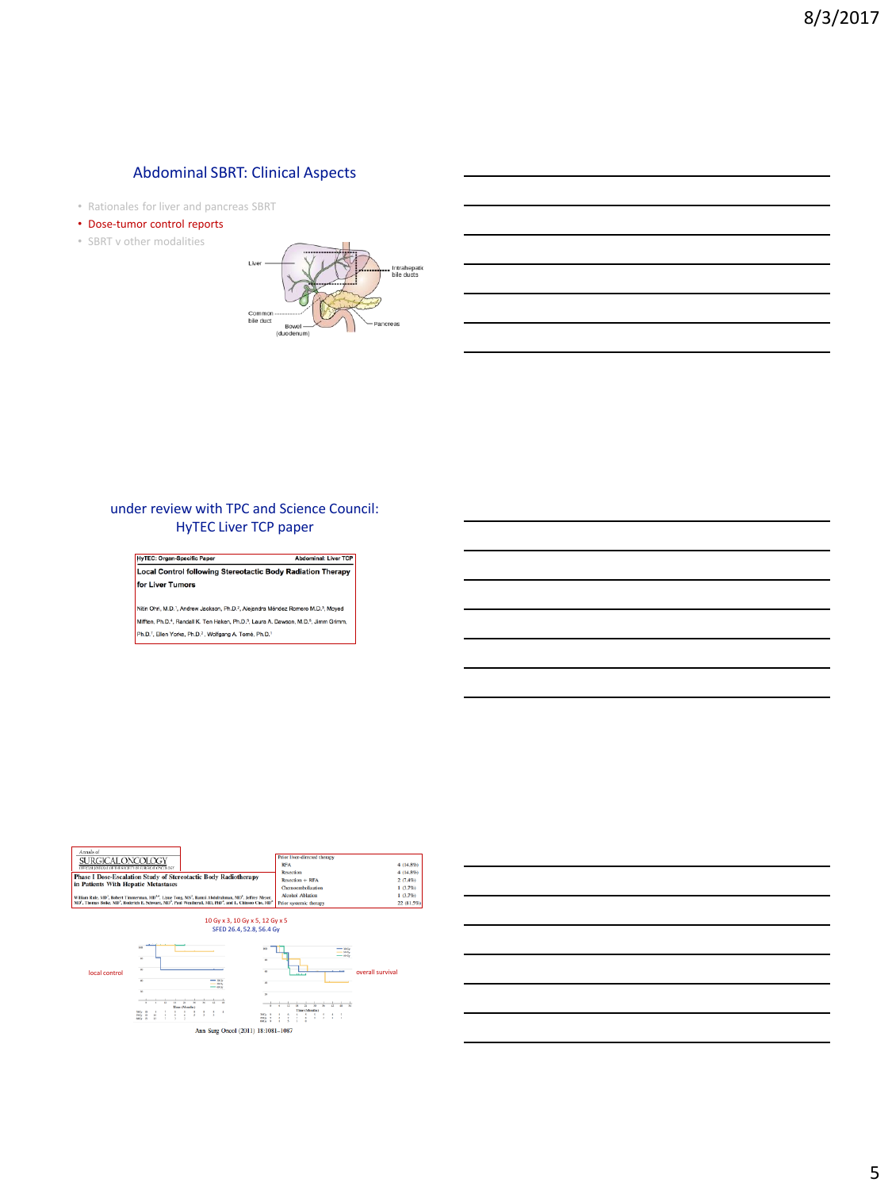## Abdominal SBRT: Clinical Aspects

- Rationales for liver and pancreas SBRT
- Dose-tumor control reports
- SBRT v other modalities

Liver

Intrahepatic bile ducts

Common bile duct

Bowel (duodenum)

Pancreas

## under review with TPC and Science Council: HyTEC Liver TCP paper

**HyTEC: Organ-Specific Paper** **Abdominal: Liver TCP**

**Local Control following Stereotactic Body Radiation Therapy for Liver Tumors**

Nitin Ohri, M.D.[1], Andrew Jackson, Ph.D.[2], Alejandra Méndez Romero M.D.[3], Moyed Miften, Ph.D.[4], Randall K. Ten Haken, Ph.D.[5], Laura A. Dawson, M.D.[6], Jimm Grimm, Ph.D.[7], Ellen Yorke, Ph.D.[2], Wolfgang A. Tomé, Ph.D.[1]

Annals of SURGICAL ONCOLOGY

**Phase I Dose-Escalation Study of Stereotactic Body Radiotherapy in Patients With Hepatic Metastases**

William Rule, MD, Robert Timmerman, MD, Lucy Tong, MS, Ramzi Abdulrahman, MD, Jeffrey Meyer, MD, Thomas Boike, MD, Roderich E. Schwarz, MD, Paul Weatherall, MD, PhD, and L. Chinsoo Cho, MD

| Prior liver-directed therapy | |
|---|---|
| RFA | 4 (14.8%) |
| Resection | 4 (14.8%) |
| Resection + RFA | 2 (7.4%) |
| Chemoembolization | 1 (3.7%) |
| Alcohol Ablation | 1 (3.7%) |
| Prior systemic therapy | 22 (81.5%) |

10 Gy x 3, 10 Gy x 5, 12 Gy x 5
SFED 26.4, 52.8, 56.4 Gy

local control

overall survival

Ann Surg Oncol (2011) 18:1081–1087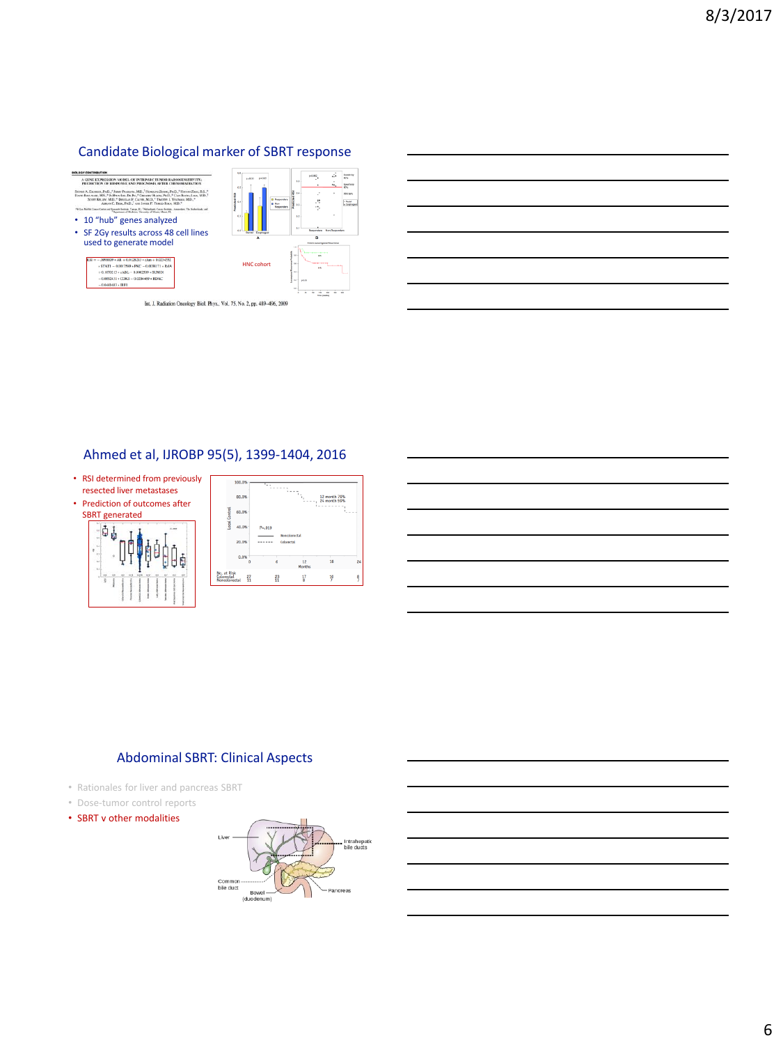## Candidate Biological marker of SBRT response

- 10 "hub" genes analyzed
- SF 2Gy results across 48 cell lines used to generate model

HNC cohort

Int. J. Radiation Oncology Biol. Phys., Vol. 75, No. 2, pp. 489–496, 2009

## Ahmed et al, IJROBP 95(5), 1399-1404, 2016

- RSI determined from previously resected liver metastases
- Prediction of outcomes after SBRT generated

## Abdominal SBRT: Clinical Aspects

- Rationales for liver and pancreas SBRT
- Dose-tumor control reports
- SBRT v other modalities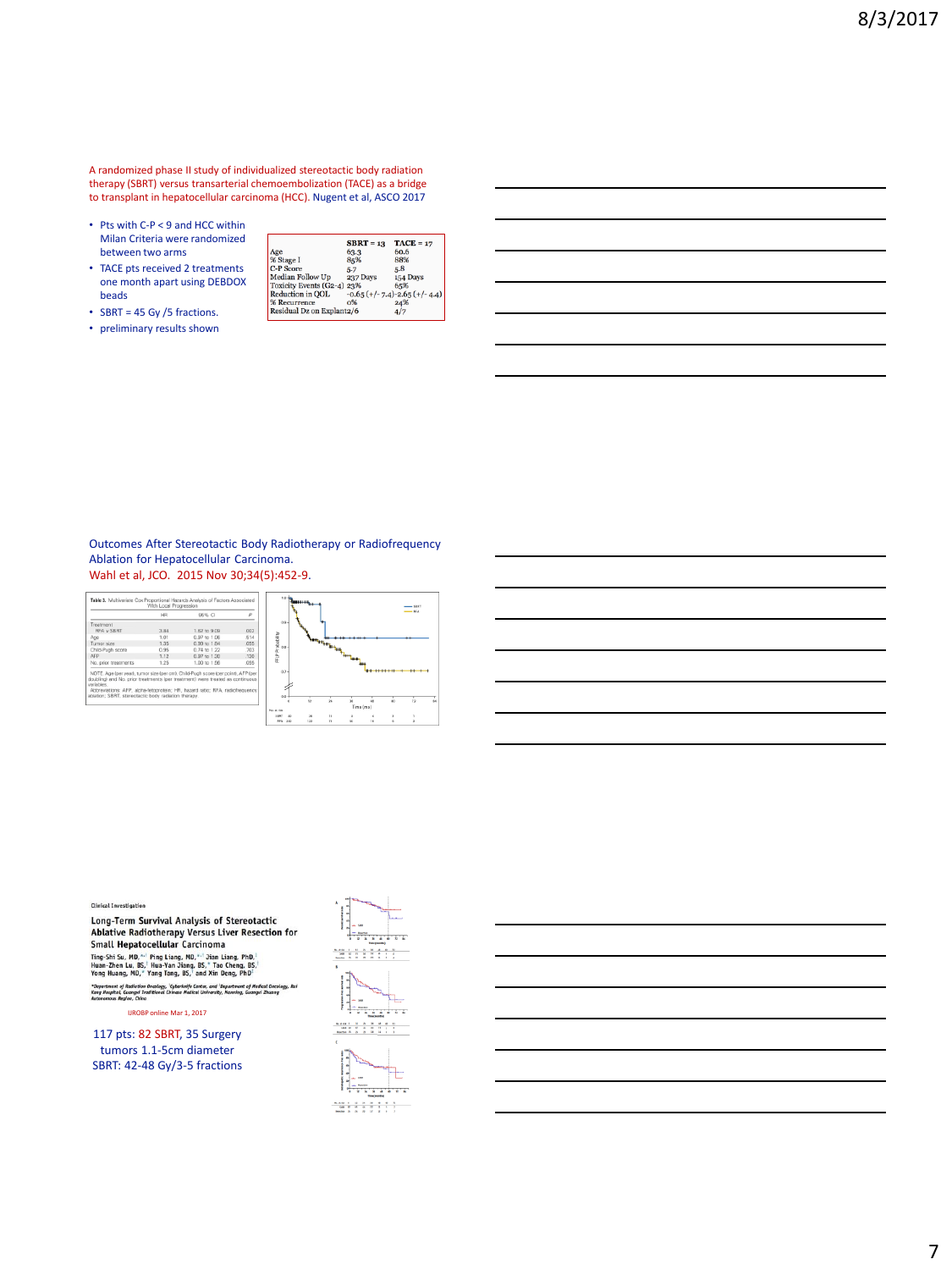A randomized phase II study of individualized stereotactic body radiation therapy (SBRT) versus transarterial chemoembolization (TACE) as a bridge to transplant in hepatocellular carcinoma (HCC). Nugent et al, ASCO 2017

- Pts with C-P < 9 and HCC within Milan Criteria were randomized between two arms
- TACE pts received 2 treatments one month apart using DEBDOX beads
- SBRT = 45 Gy /5 fractions.
- preliminary results shown

| | SBRT = 13 | TACE = 17 |
|---|---|---|
| Age | 63.3 | 60.6 |
| % Stage I | 85% | 88% |
| C-P Score | 5.7 | 5.8 |
| Median Follow Up | 237 Days | 154 Days |
| Toxicity Events (G2-4) | 23% | 65% |
| Reduction in QOL | -0.65 (+/- 7.4) | -2.65 (+/- 4.4) |
| % Recurrence | 0% | 24% |
| Residual Dz on Explant | 2/6 | 4/7 |

Outcomes After Stereotactic Body Radiotherapy or Radiofrequency Ablation for Hepatocellular Carcinoma.
Wahl et al, JCO. 2015 Nov 30;34(5):452-9.

**Table 3.** Multivariate Cox Proportional Hazards Analysis of Factors Associated With Local Progression

| | HR | 95% CI | P |
|---|---|---|---|
| Treatment | | | |
| RFA v SBRT | 3.84 | 1.62 to 9.09 | .002 |
| Age | 1.01 | 0.97 to 1.06 | .514 |
| Tumor size | 1.35 | 0.99 to 1.84 | .055 |
| Child-Pugh score | 0.95 | 0.74 to 1.22 | .703 |
| AFP | 1.12 | 0.97 to 1.20 | .130 |
| No. prior treatments | 1.25 | 1.00 to 1.56 | .055 |

NOTE. Age (per year), tumor size (per cm), Child-Pugh score (per point), AFP (per doubling) and No. prior treatments (per treatment) were treated as continuous variables.
Abbreviations: AFP, alpha-fetoprotein; HR, hazard ratio; RFA, radiofrequency ablation; SBRT, stereotactic body radiation therapy.

Clinical Investigation

**Long-Term Survival Analysis of Stereotactic Ablative Radiotherapy Versus Liver Resection for Small Hepatocellular Carcinoma**

Ting-Shi Su, MD, Ping Liang, MD, Jian Liang, PhD, Huan-Zhen Lu, BS, Hua-Yan Jiang, BS, Tao Cheng, BS, Yong Huang, MD, Yang Tang, BS, and Xin Deng, PhD

IJROBP online Mar 1, 2017

117 pts: 82 SBRT, 35 Surgery
tumors 1.1-5cm diameter
SBRT: 42-48 Gy/3-5 fractions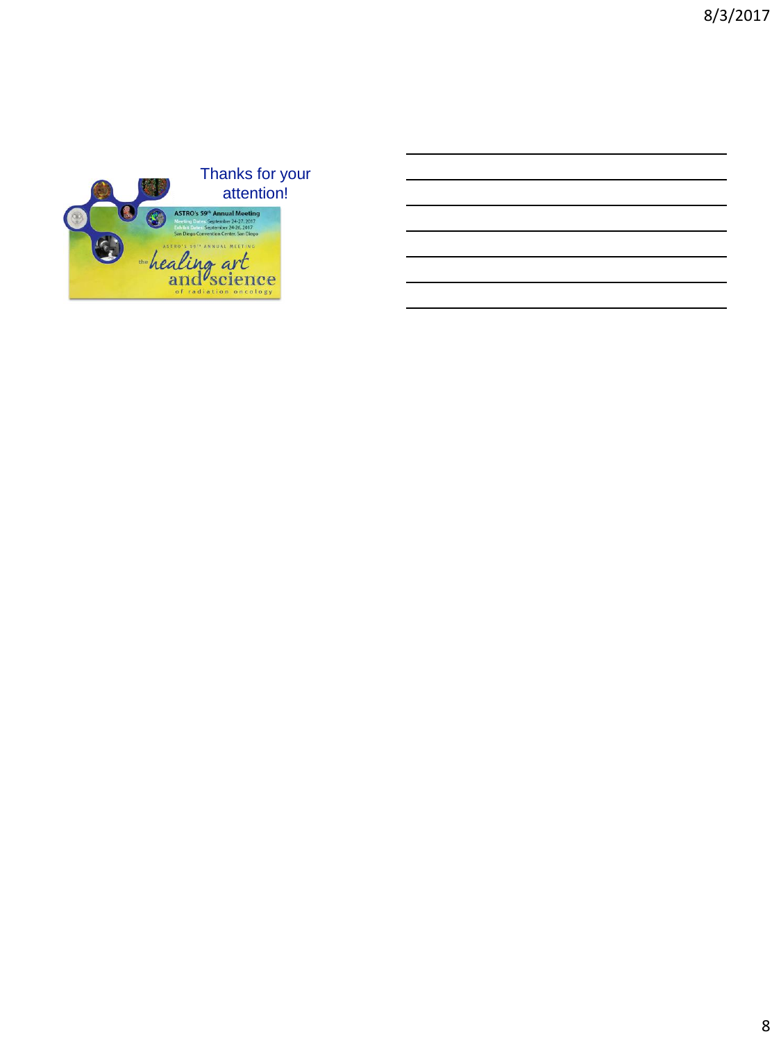Thanks for your attention!

ASTRO's 59th Annual Meeting

Meeting Dates: September 24-27, 2017

Exhibit Dates: September 24-26, 2017

San Diego Convention Center, San Diego

ASTRO'S 59TH ANNUAL MEETING

the healing art and science of radiation oncology